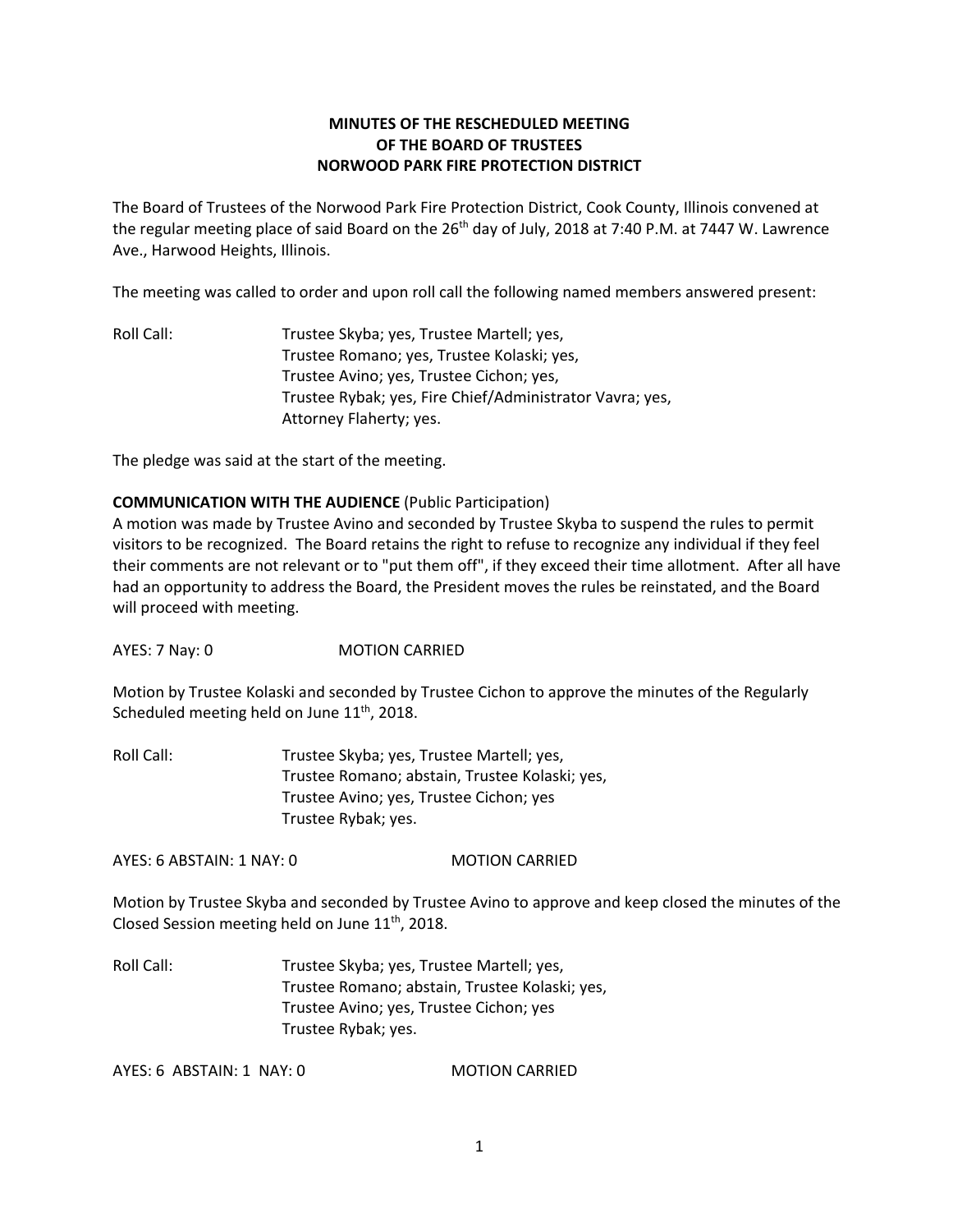**MINUTES OF THE RESCHEDULED MEETING**
**OF THE BOARD OF TRUSTEES**
**NORWOOD PARK FIRE PROTECTION DISTRICT**

The Board of Trustees of the Norwood Park Fire Protection District, Cook County, Illinois convened at the regular meeting place of said Board on the 26th day of July, 2018 at 7:40 P.M. at 7447 W. Lawrence Ave., Harwood Heights, Illinois.

The meeting was called to order and upon roll call the following named members answered present:

Roll Call: Trustee Skyba; yes, Trustee Martell; yes,
Trustee Romano; yes, Trustee Kolaski; yes,
Trustee Avino; yes, Trustee Cichon; yes,
Trustee Rybak; yes, Fire Chief/Administrator Vavra; yes,
Attorney Flaherty; yes.

The pledge was said at the start of the meeting.

**COMMUNICATION WITH THE AUDIENCE** (Public Participation)
A motion was made by Trustee Avino and seconded by Trustee Skyba to suspend the rules to permit visitors to be recognized. The Board retains the right to refuse to recognize any individual if they feel their comments are not relevant or to "put them off", if they exceed their time allotment. After all have had an opportunity to address the Board, the President moves the rules be reinstated, and the Board will proceed with meeting.

AYES: 7 Nay: 0 MOTION CARRIED

Motion by Trustee Kolaski and seconded by Trustee Cichon to approve the minutes of the Regularly Scheduled meeting held on June 11th, 2018.

Roll Call: Trustee Skyba; yes, Trustee Martell; yes,
Trustee Romano; abstain, Trustee Kolaski; yes,
Trustee Avino; yes, Trustee Cichon; yes
Trustee Rybak; yes.

AYES: 6 ABSTAIN: 1 NAY: 0 MOTION CARRIED

Motion by Trustee Skyba and seconded by Trustee Avino to approve and keep closed the minutes of the Closed Session meeting held on June 11th, 2018.

Roll Call: Trustee Skyba; yes, Trustee Martell; yes,
Trustee Romano; abstain, Trustee Kolaski; yes,
Trustee Avino; yes, Trustee Cichon; yes
Trustee Rybak; yes.

AYES: 6 ABSTAIN: 1 NAY: 0 MOTION CARRIED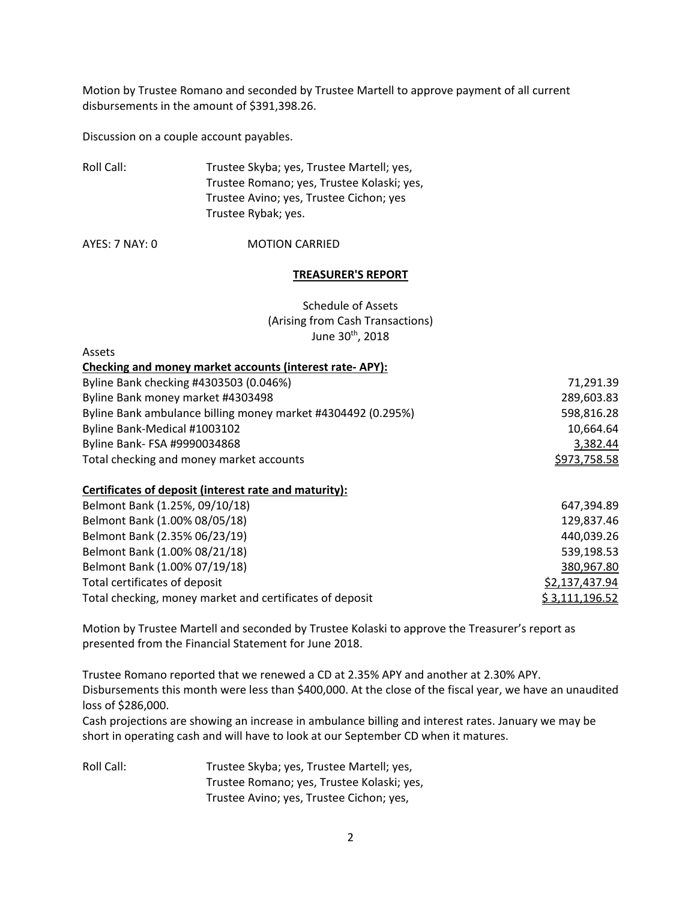Motion by Trustee Romano and seconded by Trustee Martell to approve payment of all current disbursements in the amount of $391,398.26.

Discussion on a couple account payables.

Roll Call: Trustee Skyba; yes, Trustee Martell; yes,
Trustee Romano; yes, Trustee Kolaski; yes,
Trustee Avino; yes, Trustee Cichon; yes
Trustee Rybak; yes.

AYES: 7 NAY: 0 MOTION CARRIED

## TREASURER'S REPORT

Schedule of Assets
(Arising from Cash Transactions)
June 30th, 2018

Assets

| **Checking and money market accounts (interest rate- APY):** | |
|---|---|
| Byline Bank checking #4303503 (0.046%) | 71,291.39 |
| Byline Bank money market #4303498 | 289,603.83 |
| Byline Bank ambulance billing money market #4304492 (0.295%) | 598,816.28 |
| Byline Bank-Medical #1003102 | 10,664.64 |
| Byline Bank- FSA #9990034868 | 3,382.44 |
| Total checking and money market accounts | $973,758.58 |
| **Certificates of deposit (interest rate and maturity):** | |
| Belmont Bank (1.25%, 09/10/18) | 647,394.89 |
| Belmont Bank (1.00% 08/05/18) | 129,837.46 |
| Belmont Bank (2.35% 06/23/19) | 440,039.26 |
| Belmont Bank (1.00% 08/21/18) | 539,198.53 |
| Belmont Bank (1.00% 07/19/18) | 380,967.80 |
| Total certificates of deposit | $2,137,437.94 |
| Total checking, money market and certificates of deposit | $ 3,111,196.52 |

Motion by Trustee Martell and seconded by Trustee Kolaski to approve the Treasurer's report as presented from the Financial Statement for June 2018.

Trustee Romano reported that we renewed a CD at 2.35% APY and another at 2.30% APY.
Disbursements this month were less than $400,000. At the close of the fiscal year, we have an unaudited loss of $286,000.
Cash projections are showing an increase in ambulance billing and interest rates. January we may be short in operating cash and will have to look at our September CD when it matures.

Roll Call: Trustee Skyba; yes, Trustee Martell; yes,
Trustee Romano; yes, Trustee Kolaski; yes,
Trustee Avino; yes, Trustee Cichon; yes,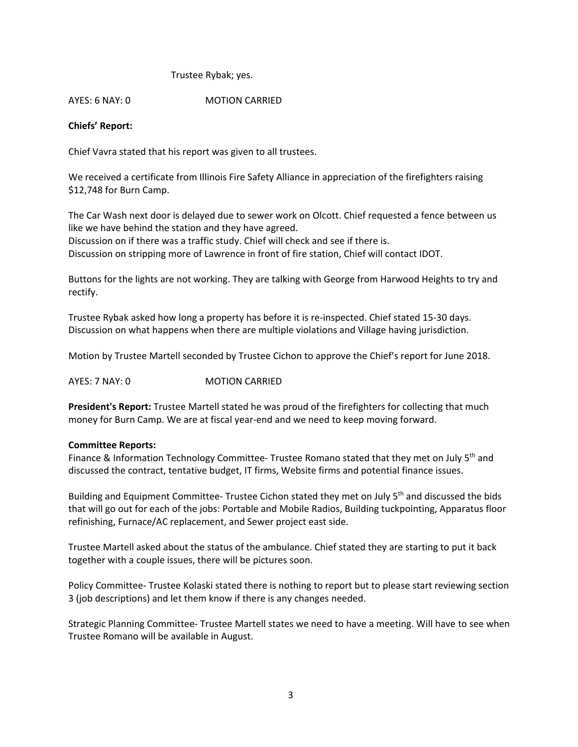Trustee Rybak; yes.

AYES: 6 NAY: 0 MOTION CARRIED

**Chiefs' Report:**

Chief Vavra stated that his report was given to all trustees.

We received a certificate from Illinois Fire Safety Alliance in appreciation of the firefighters raising $12,748 for Burn Camp.

The Car Wash next door is delayed due to sewer work on Olcott. Chief requested a fence between us like we have behind the station and they have agreed.
Discussion on if there was a traffic study. Chief will check and see if there is.
Discussion on stripping more of Lawrence in front of fire station, Chief will contact IDOT.

Buttons for the lights are not working. They are talking with George from Harwood Heights to try and rectify.

Trustee Rybak asked how long a property has before it is re-inspected. Chief stated 15-30 days.
Discussion on what happens when there are multiple violations and Village having jurisdiction.

Motion by Trustee Martell seconded by Trustee Cichon to approve the Chief's report for June 2018.

AYES: 7 NAY: 0 MOTION CARRIED

**President's Report:** Trustee Martell stated he was proud of the firefighters for collecting that much money for Burn Camp. We are at fiscal year-end and we need to keep moving forward.

**Committee Reports:**
Finance & Information Technology Committee- Trustee Romano stated that they met on July 5th and discussed the contract, tentative budget, IT firms, Website firms and potential finance issues.

Building and Equipment Committee- Trustee Cichon stated they met on July 5th and discussed the bids that will go out for each of the jobs: Portable and Mobile Radios, Building tuckpointing, Apparatus floor refinishing, Furnace/AC replacement, and Sewer project east side.

Trustee Martell asked about the status of the ambulance. Chief stated they are starting to put it back together with a couple issues, there will be pictures soon.

Policy Committee- Trustee Kolaski stated there is nothing to report but to please start reviewing section 3 (job descriptions) and let them know if there is any changes needed.

Strategic Planning Committee- Trustee Martell states we need to have a meeting. Will have to see when Trustee Romano will be available in August.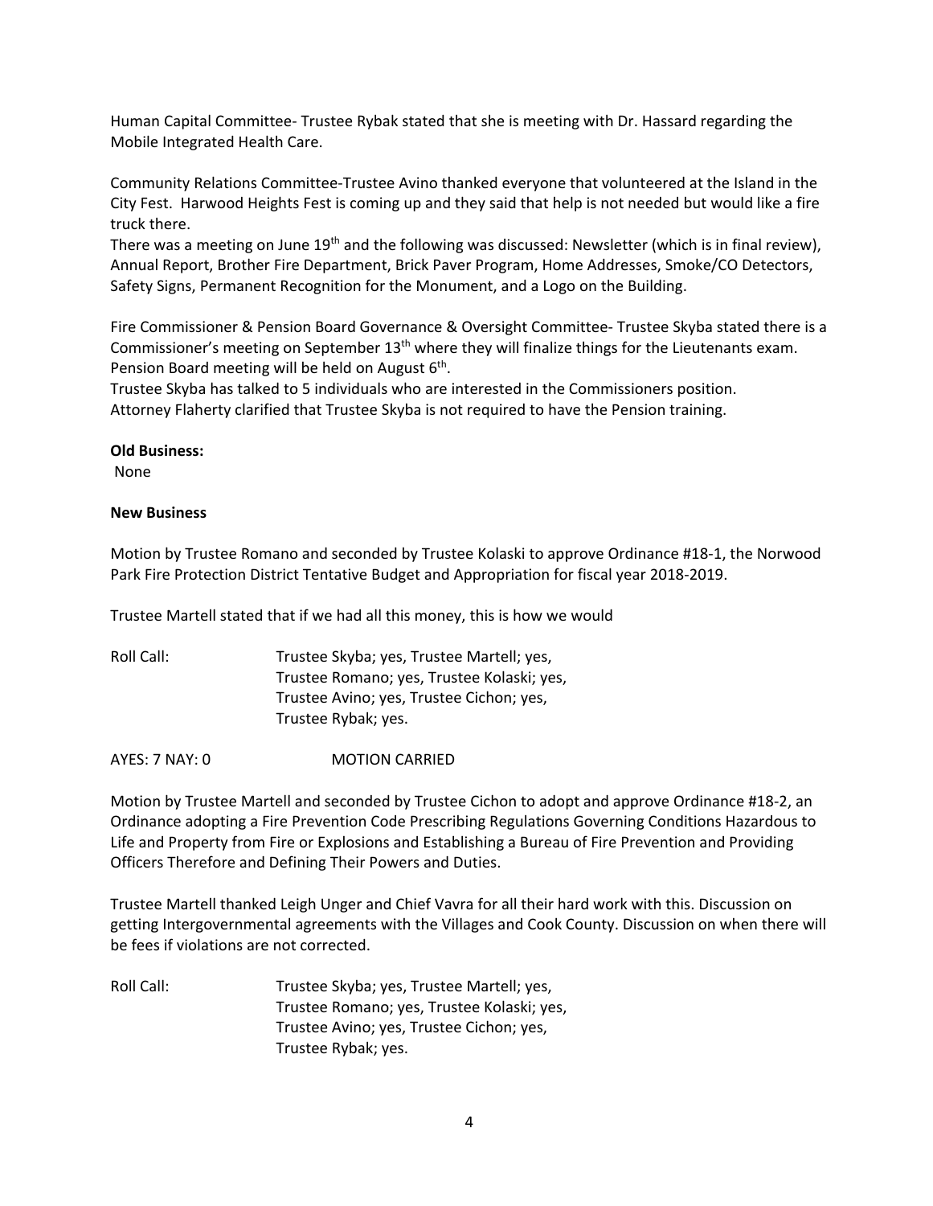Human Capital Committee- Trustee Rybak stated that she is meeting with Dr. Hassard regarding the Mobile Integrated Health Care.

Community Relations Committee-Trustee Avino thanked everyone that volunteered at the Island in the City Fest. Harwood Heights Fest is coming up and they said that help is not needed but would like a fire truck there.
There was a meeting on June 19th and the following was discussed: Newsletter (which is in final review), Annual Report, Brother Fire Department, Brick Paver Program, Home Addresses, Smoke/CO Detectors, Safety Signs, Permanent Recognition for the Monument, and a Logo on the Building.

Fire Commissioner & Pension Board Governance & Oversight Committee- Trustee Skyba stated there is a Commissioner's meeting on September 13th where they will finalize things for the Lieutenants exam. Pension Board meeting will be held on August 6th.
Trustee Skyba has talked to 5 individuals who are interested in the Commissioners position.
Attorney Flaherty clarified that Trustee Skyba is not required to have the Pension training.

**Old Business:**
None

**New Business**

Motion by Trustee Romano and seconded by Trustee Kolaski to approve Ordinance #18-1, the Norwood Park Fire Protection District Tentative Budget and Appropriation for fiscal year 2018-2019.

Trustee Martell stated that if we had all this money, this is how we would

Roll Call: Trustee Skyba; yes, Trustee Martell; yes,
Trustee Romano; yes, Trustee Kolaski; yes,
Trustee Avino; yes, Trustee Cichon; yes,
Trustee Rybak; yes.

AYES: 7 NAY: 0 MOTION CARRIED

Motion by Trustee Martell and seconded by Trustee Cichon to adopt and approve Ordinance #18-2, an Ordinance adopting a Fire Prevention Code Prescribing Regulations Governing Conditions Hazardous to Life and Property from Fire or Explosions and Establishing a Bureau of Fire Prevention and Providing Officers Therefore and Defining Their Powers and Duties.

Trustee Martell thanked Leigh Unger and Chief Vavra for all their hard work with this. Discussion on getting Intergovernmental agreements with the Villages and Cook County. Discussion on when there will be fees if violations are not corrected.

Roll Call: Trustee Skyba; yes, Trustee Martell; yes,
Trustee Romano; yes, Trustee Kolaski; yes,
Trustee Avino; yes, Trustee Cichon; yes,
Trustee Rybak; yes.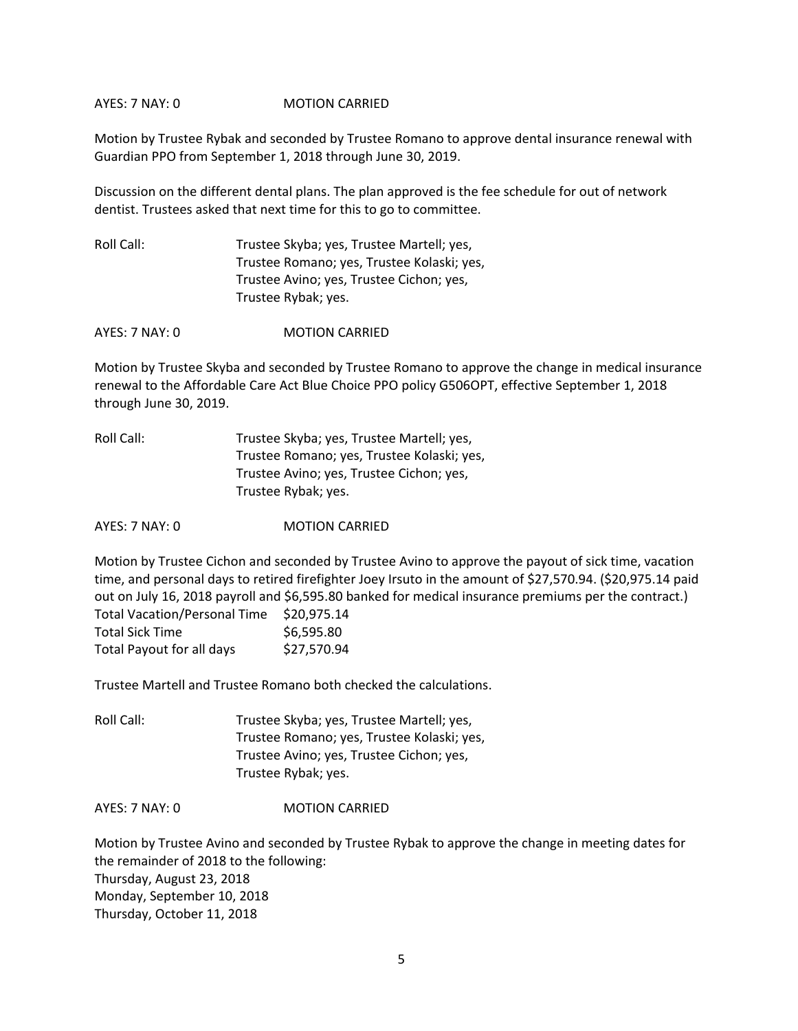AYES: 7 NAY: 0 MOTION CARRIED

Motion by Trustee Rybak and seconded by Trustee Romano to approve dental insurance renewal with Guardian PPO from September 1, 2018 through June 30, 2019.

Discussion on the different dental plans. The plan approved is the fee schedule for out of network dentist. Trustees asked that next time for this to go to committee.

Roll Call: Trustee Skyba; yes, Trustee Martell; yes,
Trustee Romano; yes, Trustee Kolaski; yes,
Trustee Avino; yes, Trustee Cichon; yes,
Trustee Rybak; yes.

AYES: 7 NAY: 0 MOTION CARRIED

Motion by Trustee Skyba and seconded by Trustee Romano to approve the change in medical insurance renewal to the Affordable Care Act Blue Choice PPO policy G506OPT, effective September 1, 2018 through June 30, 2019.

Roll Call: Trustee Skyba; yes, Trustee Martell; yes,
Trustee Romano; yes, Trustee Kolaski; yes,
Trustee Avino; yes, Trustee Cichon; yes,
Trustee Rybak; yes.

AYES: 7 NAY: 0 MOTION CARRIED

Motion by Trustee Cichon and seconded by Trustee Avino to approve the payout of sick time, vacation time, and personal days to retired firefighter Joey Irsuto in the amount of $27,570.94. ($20,975.14 paid out on July 16, 2018 payroll and $6,595.80 banked for medical insurance premiums per the contract.)

| | |
|---|---|
| Total Vacation/Personal Time | $20,975.14 |
| Total Sick Time | $6,595.80 |
| Total Payout for all days | $27,570.94 |

Trustee Martell and Trustee Romano both checked the calculations.

Roll Call: Trustee Skyba; yes, Trustee Martell; yes,
Trustee Romano; yes, Trustee Kolaski; yes,
Trustee Avino; yes, Trustee Cichon; yes,
Trustee Rybak; yes.

AYES: 7 NAY: 0 MOTION CARRIED

Motion by Trustee Avino and seconded by Trustee Rybak to approve the change in meeting dates for the remainder of 2018 to the following:
Thursday, August 23, 2018
Monday, September 10, 2018
Thursday, October 11, 2018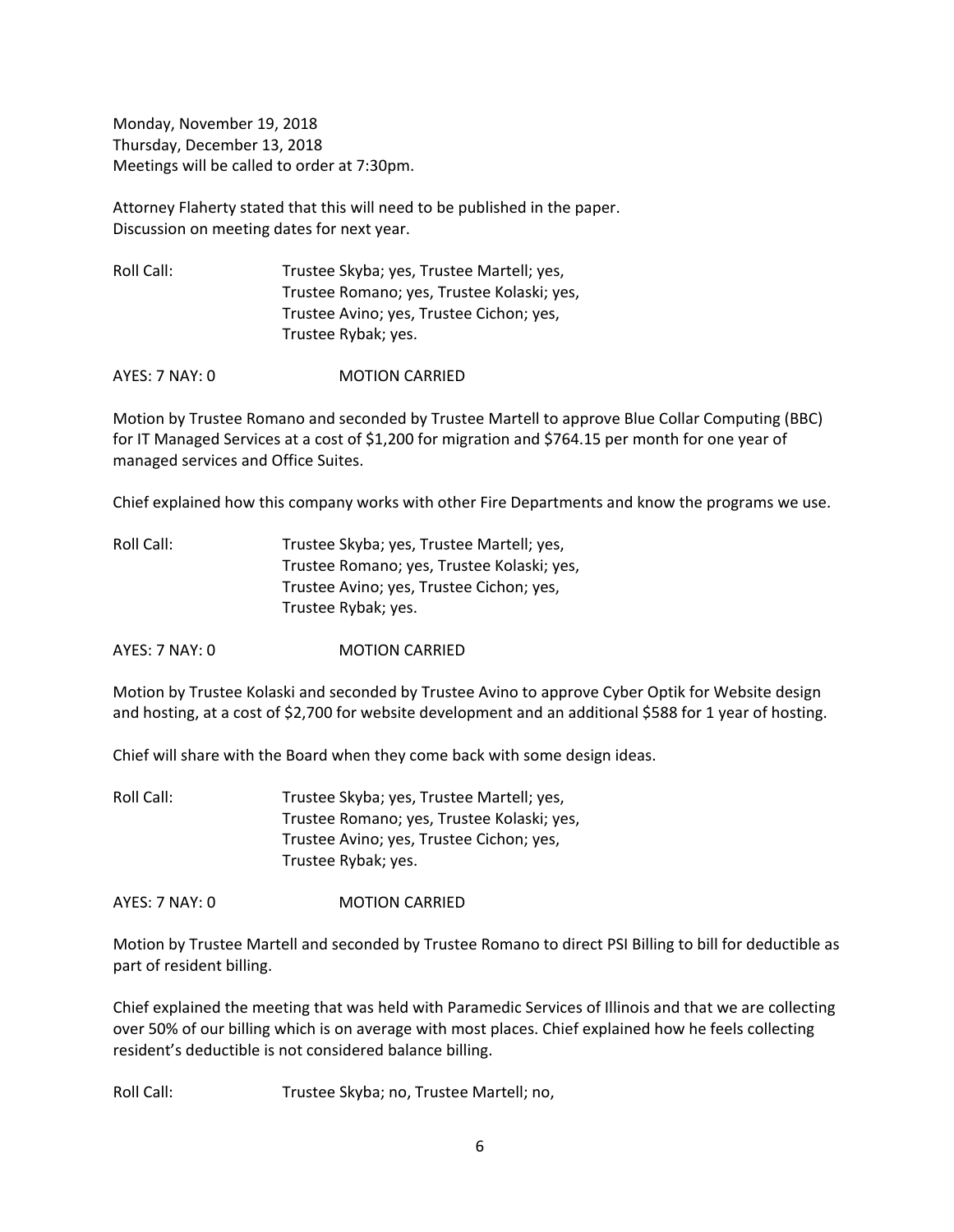Monday, November 19, 2018
Thursday, December 13, 2018
Meetings will be called to order at 7:30pm.

Attorney Flaherty stated that this will need to be published in the paper.
Discussion on meeting dates for next year.

Roll Call: Trustee Skyba; yes, Trustee Martell; yes,
Trustee Romano; yes, Trustee Kolaski; yes,
Trustee Avino; yes, Trustee Cichon; yes,
Trustee Rybak; yes.

AYES: 7 NAY: 0 MOTION CARRIED

Motion by Trustee Romano and seconded by Trustee Martell to approve Blue Collar Computing (BBC) for IT Managed Services at a cost of $1,200 for migration and $764.15 per month for one year of managed services and Office Suites.

Chief explained how this company works with other Fire Departments and know the programs we use.

Roll Call: Trustee Skyba; yes, Trustee Martell; yes,
Trustee Romano; yes, Trustee Kolaski; yes,
Trustee Avino; yes, Trustee Cichon; yes,
Trustee Rybak; yes.

AYES: 7 NAY: 0 MOTION CARRIED

Motion by Trustee Kolaski and seconded by Trustee Avino to approve Cyber Optik for Website design and hosting, at a cost of $2,700 for website development and an additional $588 for 1 year of hosting.

Chief will share with the Board when they come back with some design ideas.

Roll Call: Trustee Skyba; yes, Trustee Martell; yes,
Trustee Romano; yes, Trustee Kolaski; yes,
Trustee Avino; yes, Trustee Cichon; yes,
Trustee Rybak; yes.

AYES: 7 NAY: 0 MOTION CARRIED

Motion by Trustee Martell and seconded by Trustee Romano to direct PSI Billing to bill for deductible as part of resident billing.

Chief explained the meeting that was held with Paramedic Services of Illinois and that we are collecting over 50% of our billing which is on average with most places. Chief explained how he feels collecting resident's deductible is not considered balance billing.

Roll Call: Trustee Skyba; no, Trustee Martell; no,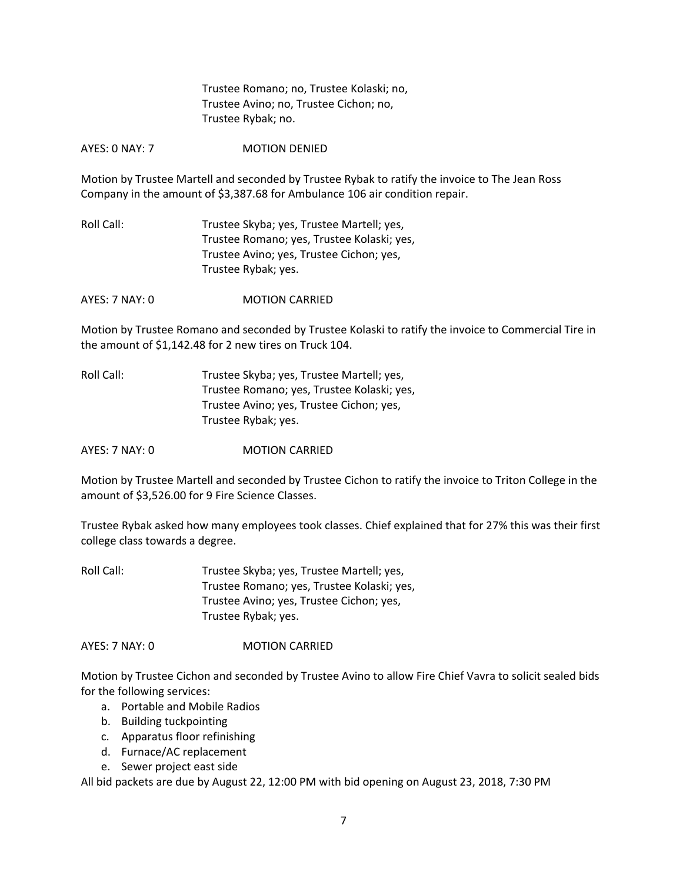Trustee Romano; no, Trustee Kolaski; no,
Trustee Avino; no, Trustee Cichon; no,
Trustee Rybak; no.

AYES: 0 NAY: 7 MOTION DENIED

Motion by Trustee Martell and seconded by Trustee Rybak to ratify the invoice to The Jean Ross Company in the amount of $3,387.68 for Ambulance 106 air condition repair.

Roll Call: Trustee Skyba; yes, Trustee Martell; yes,
Trustee Romano; yes, Trustee Kolaski; yes,
Trustee Avino; yes, Trustee Cichon; yes,
Trustee Rybak; yes.

AYES: 7 NAY: 0 MOTION CARRIED

Motion by Trustee Romano and seconded by Trustee Kolaski to ratify the invoice to Commercial Tire in the amount of $1,142.48 for 2 new tires on Truck 104.

Roll Call: Trustee Skyba; yes, Trustee Martell; yes,
Trustee Romano; yes, Trustee Kolaski; yes,
Trustee Avino; yes, Trustee Cichon; yes,
Trustee Rybak; yes.

AYES: 7 NAY: 0 MOTION CARRIED

Motion by Trustee Martell and seconded by Trustee Cichon to ratify the invoice to Triton College in the amount of $3,526.00 for 9 Fire Science Classes.

Trustee Rybak asked how many employees took classes. Chief explained that for 27% this was their first college class towards a degree.

Roll Call: Trustee Skyba; yes, Trustee Martell; yes,
Trustee Romano; yes, Trustee Kolaski; yes,
Trustee Avino; yes, Trustee Cichon; yes,
Trustee Rybak; yes.

AYES: 7 NAY: 0 MOTION CARRIED

Motion by Trustee Cichon and seconded by Trustee Avino to allow Fire Chief Vavra to solicit sealed bids for the following services:

a. Portable and Mobile Radios
b. Building tuckpointing
c. Apparatus floor refinishing
d. Furnace/AC replacement
e. Sewer project east side

All bid packets are due by August 22, 12:00 PM with bid opening on August 23, 2018, 7:30 PM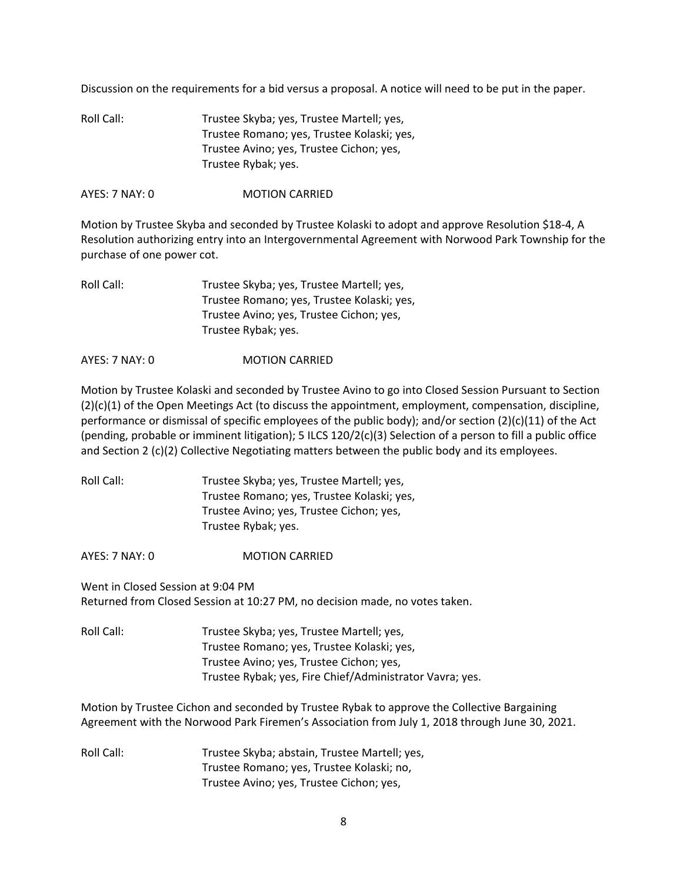Discussion on the requirements for a bid versus a proposal. A notice will need to be put in the paper.

Roll Call: Trustee Skyba; yes, Trustee Martell; yes,
Trustee Romano; yes, Trustee Kolaski; yes,
Trustee Avino; yes, Trustee Cichon; yes,
Trustee Rybak; yes.

AYES: 7 NAY: 0 MOTION CARRIED

Motion by Trustee Skyba and seconded by Trustee Kolaski to adopt and approve Resolution $18-4, A Resolution authorizing entry into an Intergovernmental Agreement with Norwood Park Township for the purchase of one power cot.

Roll Call: Trustee Skyba; yes, Trustee Martell; yes,
Trustee Romano; yes, Trustee Kolaski; yes,
Trustee Avino; yes, Trustee Cichon; yes,
Trustee Rybak; yes.

AYES: 7 NAY: 0 MOTION CARRIED

Motion by Trustee Kolaski and seconded by Trustee Avino to go into Closed Session Pursuant to Section (2)(c)(1) of the Open Meetings Act (to discuss the appointment, employment, compensation, discipline, performance or dismissal of specific employees of the public body); and/or section (2)(c)(11) of the Act (pending, probable or imminent litigation); 5 ILCS 120/2(c)(3) Selection of a person to fill a public office and Section 2 (c)(2) Collective Negotiating matters between the public body and its employees.

Roll Call: Trustee Skyba; yes, Trustee Martell; yes,
Trustee Romano; yes, Trustee Kolaski; yes,
Trustee Avino; yes, Trustee Cichon; yes,
Trustee Rybak; yes.

AYES: 7 NAY: 0 MOTION CARRIED

Went in Closed Session at 9:04 PM
Returned from Closed Session at 10:27 PM, no decision made, no votes taken.

Roll Call: Trustee Skyba; yes, Trustee Martell; yes,
Trustee Romano; yes, Trustee Kolaski; yes,
Trustee Avino; yes, Trustee Cichon; yes,
Trustee Rybak; yes, Fire Chief/Administrator Vavra; yes.

Motion by Trustee Cichon and seconded by Trustee Rybak to approve the Collective Bargaining Agreement with the Norwood Park Firemen's Association from July 1, 2018 through June 30, 2021.

Roll Call: Trustee Skyba; abstain, Trustee Martell; yes,
Trustee Romano; yes, Trustee Kolaski; no,
Trustee Avino; yes, Trustee Cichon; yes,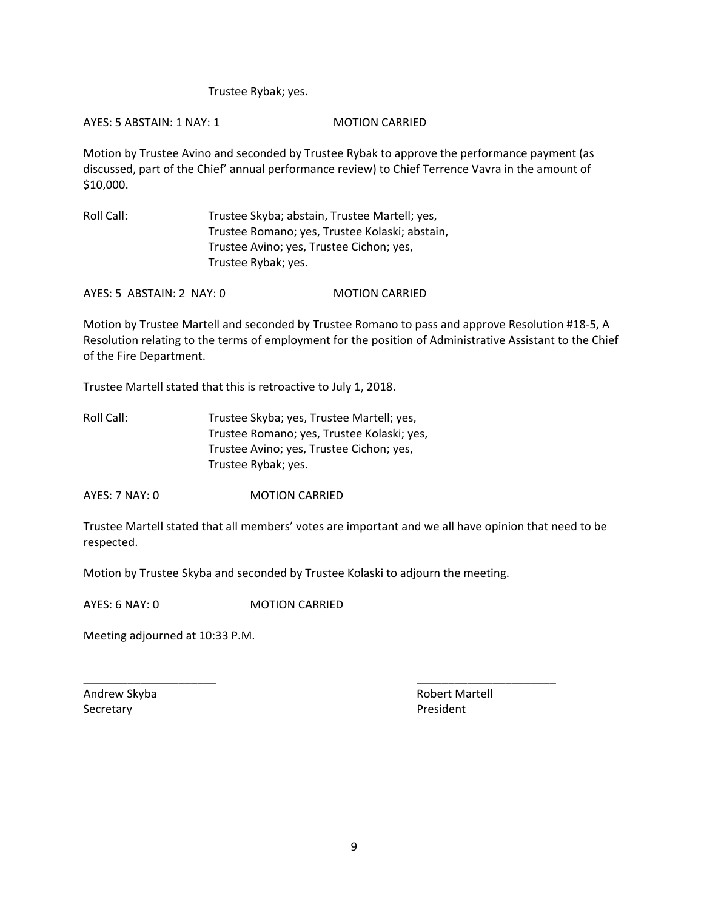Trustee Rybak; yes.

AYES: 5 ABSTAIN: 1 NAY: 1 MOTION CARRIED

Motion by Trustee Avino and seconded by Trustee Rybak to approve the performance payment (as discussed, part of the Chief' annual performance review) to Chief Terrence Vavra in the amount of $10,000.

Roll Call: Trustee Skyba; abstain, Trustee Martell; yes,
Trustee Romano; yes, Trustee Kolaski; abstain,
Trustee Avino; yes, Trustee Cichon; yes,
Trustee Rybak; yes.

AYES: 5 ABSTAIN: 2 NAY: 0 MOTION CARRIED

Motion by Trustee Martell and seconded by Trustee Romano to pass and approve Resolution #18-5, A Resolution relating to the terms of employment for the position of Administrative Assistant to the Chief of the Fire Department.

Trustee Martell stated that this is retroactive to July 1, 2018.

Roll Call: Trustee Skyba; yes, Trustee Martell; yes,
Trustee Romano; yes, Trustee Kolaski; yes,
Trustee Avino; yes, Trustee Cichon; yes,
Trustee Rybak; yes.

AYES: 7 NAY: 0 MOTION CARRIED

Trustee Martell stated that all members' votes are important and we all have opinion that need to be respected.

Motion by Trustee Skyba and seconded by Trustee Kolaski to adjourn the meeting.

AYES: 6 NAY: 0 MOTION CARRIED

Meeting adjourned at 10:33 P.M.

_____________________ _______________________

Andrew Skyba Robert Martell
Secretary President